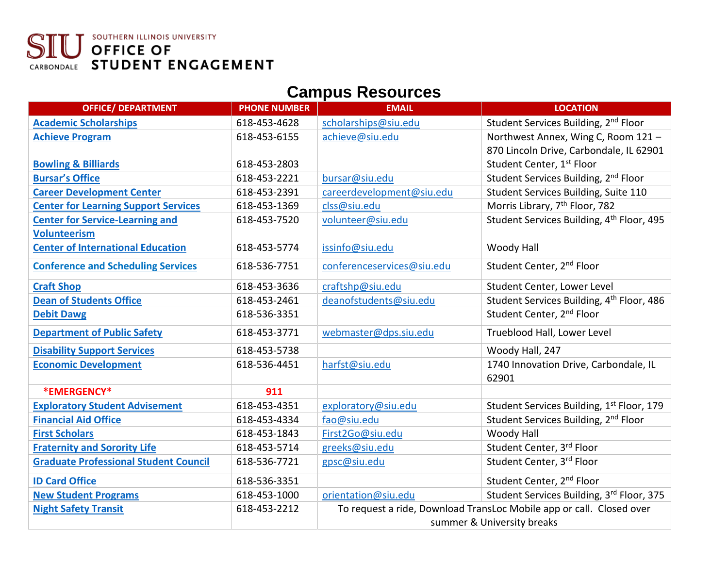SOUTHERN ILLINOIS UNIVERSITY
**OFFICE OF STUDENT ENGAGEMENT**
SIU CARBONDALE

# Campus Resources

| OFFICE/ DEPARTMENT | PHONE NUMBER | EMAIL | LOCATION |
|---|---|---|---|
| **Academic Scholarships** | 618-453-4628 | scholarships@siu.edu | Student Services Building, 2nd Floor |
| **Achieve Program** | 618-453-6155 | achieve@siu.edu | Northwest Annex, Wing C, Room 121 – 870 Lincoln Drive, Carbondale, IL 62901 |
| **Bowling & Billiards** | 618-453-2803 | | Student Center, 1st Floor |
| **Bursar's Office** | 618-453-2221 | bursar@siu.edu | Student Services Building, 2nd Floor |
| **Career Development Center** | 618-453-2391 | careerdevelopment@siu.edu | Student Services Building, Suite 110 |
| **Center for Learning Support Services** | 618-453-1369 | clss@siu.edu | Morris Library, 7th Floor, 782 |
| **Center for Service-Learning and Volunteerism** | 618-453-7520 | volunteer@siu.edu | Student Services Building, 4th Floor, 495 |
| **Center of International Education** | 618-453-5774 | issinfo@siu.edu | Woody Hall |
| **Conference and Scheduling Services** | 618-536-7751 | conferenceservices@siu.edu | Student Center, 2nd Floor |
| **Craft Shop** | 618-453-3636 | craftshp@siu.edu | Student Center, Lower Level |
| **Dean of Students Office** | 618-453-2461 | deanofstudents@siu.edu | Student Services Building, 4th Floor, 486 |
| **Debit Dawg** | 618-536-3351 | | Student Center, 2nd Floor |
| **Department of Public Safety** | 618-453-3771 | webmaster@dps.siu.edu | Trueblood Hall, Lower Level |
| **Disability Support Services** | 618-453-5738 | | Woody Hall, 247 |
| **Economic Development** | 618-536-4451 | harfst@siu.edu | 1740 Innovation Drive, Carbondale, IL 62901 |
| **\*EMERGENCY\*** | **911** | | |
| **Exploratory Student Advisement** | 618-453-4351 | exploratory@siu.edu | Student Services Building, 1st Floor, 179 |
| **Financial Aid Office** | 618-453-4334 | fao@siu.edu | Student Services Building, 2nd Floor |
| **First Scholars** | 618-453-1843 | First2Go@siu.edu | Woody Hall |
| **Fraternity and Sorority Life** | 618-453-5714 | greeks@siu.edu | Student Center, 3rd Floor |
| **Graduate Professional Student Council** | 618-536-7721 | gpsc@siu.edu | Student Center, 3rd Floor |
| **ID Card Office** | 618-536-3351 | | Student Center, 2nd Floor |
| **New Student Programs** | 618-453-1000 | orientation@siu.edu | Student Services Building, 3rd Floor, 375 |
| **Night Safety Transit** | 618-453-2212 | To request a ride, Download TransLoc Mobile app or call. Closed over summer & University breaks | |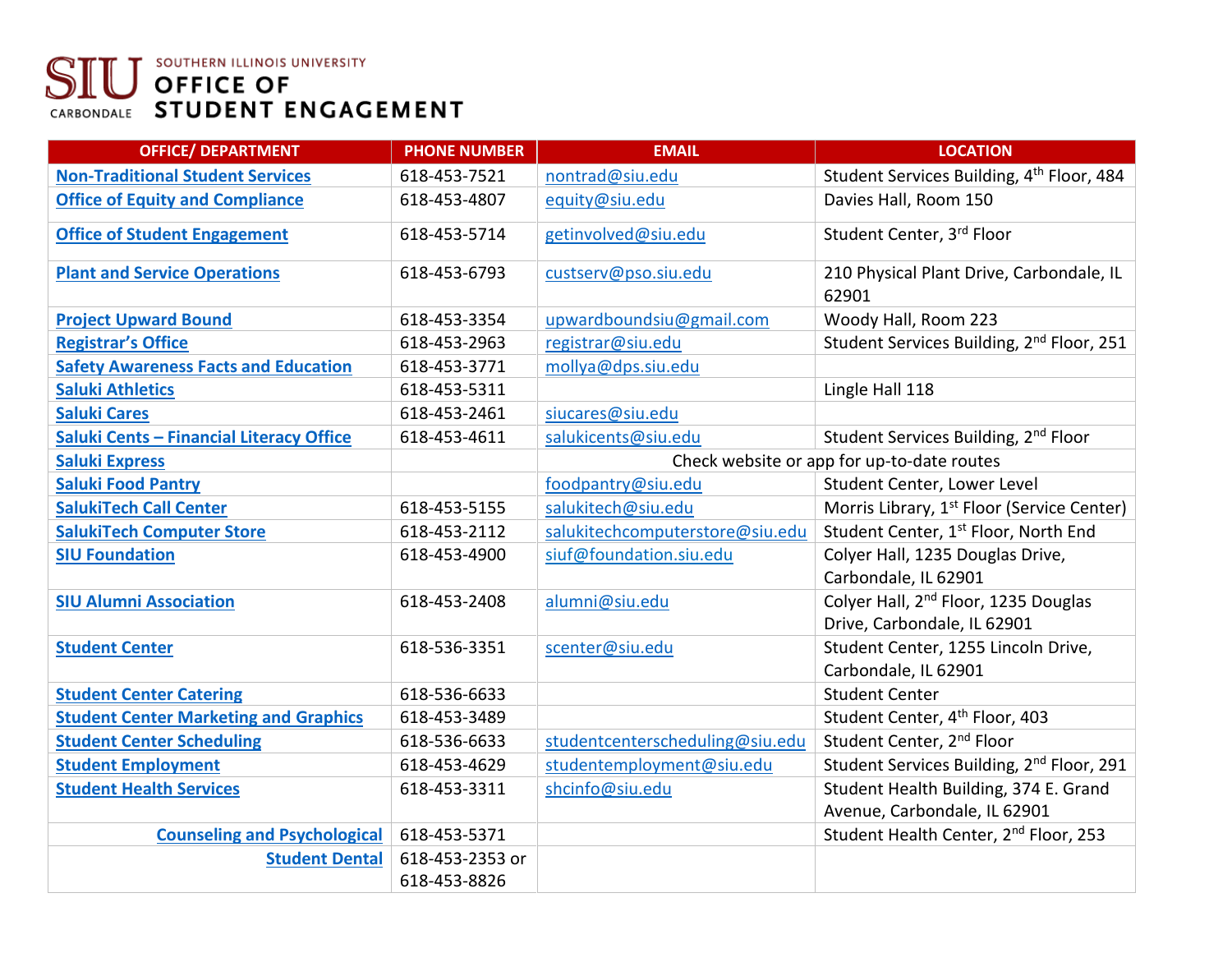SOUTHERN ILLINOIS UNIVERSITY
# OFFICE OF STUDENT ENGAGEMENT

| OFFICE/ DEPARTMENT | PHONE NUMBER | EMAIL | LOCATION |
|---|---|---|---|
| Non-Traditional Student Services | 618-453-7521 | nontrad@siu.edu | Student Services Building, 4th Floor, 484 |
| Office of Equity and Compliance | 618-453-4807 | equity@siu.edu | Davies Hall, Room 150 |
| Office of Student Engagement | 618-453-5714 | getinvolved@siu.edu | Student Center, 3rd Floor |
| Plant and Service Operations | 618-453-6793 | custserv@pso.siu.edu | 210 Physical Plant Drive, Carbondale, IL 62901 |
| Project Upward Bound | 618-453-3354 | upwardboundsiu@gmail.com | Woody Hall, Room 223 |
| Registrar's Office | 618-453-2963 | registrar@siu.edu | Student Services Building, 2nd Floor, 251 |
| Safety Awareness Facts and Education | 618-453-3771 | mollya@dps.siu.edu | |
| Saluki Athletics | 618-453-5311 | | Lingle Hall 118 |
| Saluki Cares | 618-453-2461 | siucares@siu.edu | |
| Saluki Cents – Financial Literacy Office | 618-453-4611 | salukicents@siu.edu | Student Services Building, 2nd Floor |
| Saluki Express | | Check website or app for up-to-date routes | |
| Saluki Food Pantry | | foodpantry@siu.edu | Student Center, Lower Level |
| SalukiTech Call Center | 618-453-5155 | salukitech@siu.edu | Morris Library, 1st Floor (Service Center) |
| SalukiTech Computer Store | 618-453-2112 | salukitechcomputerstore@siu.edu | Student Center, 1st Floor, North End |
| SIU Foundation | 618-453-4900 | siuf@foundation.siu.edu | Colyer Hall, 1235 Douglas Drive, Carbondale, IL 62901 |
| SIU Alumni Association | 618-453-2408 | alumni@siu.edu | Colyer Hall, 2nd Floor, 1235 Douglas Drive, Carbondale, IL 62901 |
| Student Center | 618-536-3351 | scenter@siu.edu | Student Center, 1255 Lincoln Drive, Carbondale, IL 62901 |
| Student Center Catering | 618-536-6633 | | Student Center |
| Student Center Marketing and Graphics | 618-453-3489 | | Student Center, 4th Floor, 403 |
| Student Center Scheduling | 618-536-6633 | studentcenterscheduling@siu.edu | Student Center, 2nd Floor |
| Student Employment | 618-453-4629 | studentemployment@siu.edu | Student Services Building, 2nd Floor, 291 |
| Student Health Services | 618-453-3311 | shcinfo@siu.edu | Student Health Building, 374 E. Grand Avenue, Carbondale, IL 62901 |
| Counseling and Psychological | 618-453-5371 | | Student Health Center, 2nd Floor, 253 |
| Student Dental | 618-453-2353 or 618-453-8826 | | |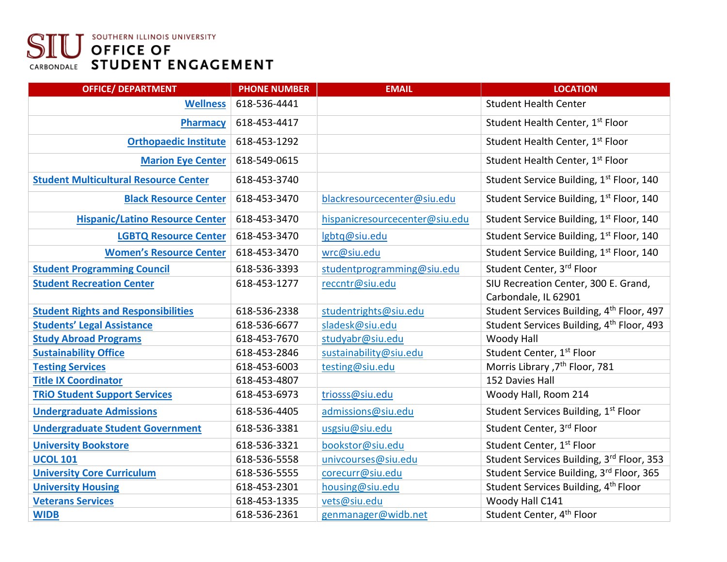SIU CARBONDALE — SOUTHERN ILLINOIS UNIVERSITY

# OFFICE OF STUDENT ENGAGEMENT

| OFFICE/ DEPARTMENT | PHONE NUMBER | EMAIL | LOCATION |
|---|---|---|---|
| Wellness | 618-536-4441 | | Student Health Center |
| Pharmacy | 618-453-4417 | | Student Health Center, 1st Floor |
| Orthopaedic Institute | 618-453-1292 | | Student Health Center, 1st Floor |
| Marion Eye Center | 618-549-0615 | | Student Health Center, 1st Floor |
| Student Multicultural Resource Center | 618-453-3740 | | Student Service Building, 1st Floor, 140 |
| Black Resource Center | 618-453-3470 | blackresourcecenter@siu.edu | Student Service Building, 1st Floor, 140 |
| Hispanic/Latino Resource Center | 618-453-3470 | hispanicresourcecenter@siu.edu | Student Service Building, 1st Floor, 140 |
| LGBTQ Resource Center | 618-453-3470 | lgbtq@siu.edu | Student Service Building, 1st Floor, 140 |
| Women's Resource Center | 618-453-3470 | wrc@siu.edu | Student Service Building, 1st Floor, 140 |
| Student Programming Council | 618-536-3393 | studentprogramming@siu.edu | Student Center, 3rd Floor |
| Student Recreation Center | 618-453-1277 | reccntr@siu.edu | SIU Recreation Center, 300 E. Grand, Carbondale, IL 62901 |
| Student Rights and Responsibilities | 618-536-2338 | studentrights@siu.edu | Student Services Building, 4th Floor, 497 |
| Students' Legal Assistance | 618-536-6677 | sladesk@siu.edu | Student Services Building, 4th Floor, 493 |
| Study Abroad Programs | 618-453-7670 | studyabr@siu.edu | Woody Hall |
| Sustainability Office | 618-453-2846 | sustainability@siu.edu | Student Center, 1st Floor |
| Testing Services | 618-453-6003 | testing@siu.edu | Morris Library ,7th Floor, 781 |
| Title IX Coordinator | 618-453-4807 | | 152 Davies Hall |
| TRiO Student Support Services | 618-453-6973 | triosss@siu.edu | Woody Hall, Room 214 |
| Undergraduate Admissions | 618-536-4405 | admissions@siu.edu | Student Services Building, 1st Floor |
| Undergraduate Student Government | 618-536-3381 | usgsiu@siu.edu | Student Center, 3rd Floor |
| University Bookstore | 618-536-3321 | bookstor@siu.edu | Student Center, 1st Floor |
| UCOL 101 | 618-536-5558 | univcourses@siu.edu | Student Services Building, 3rd Floor, 353 |
| University Core Curriculum | 618-536-5555 | corecurr@siu.edu | Student Service Building, 3rd Floor, 365 |
| University Housing | 618-453-2301 | housing@siu.edu | Student Services Building, 4th Floor |
| Veterans Services | 618-453-1335 | vets@siu.edu | Woody Hall C141 |
| WIDB | 618-536-2361 | genmanager@widb.net | Student Center, 4th Floor |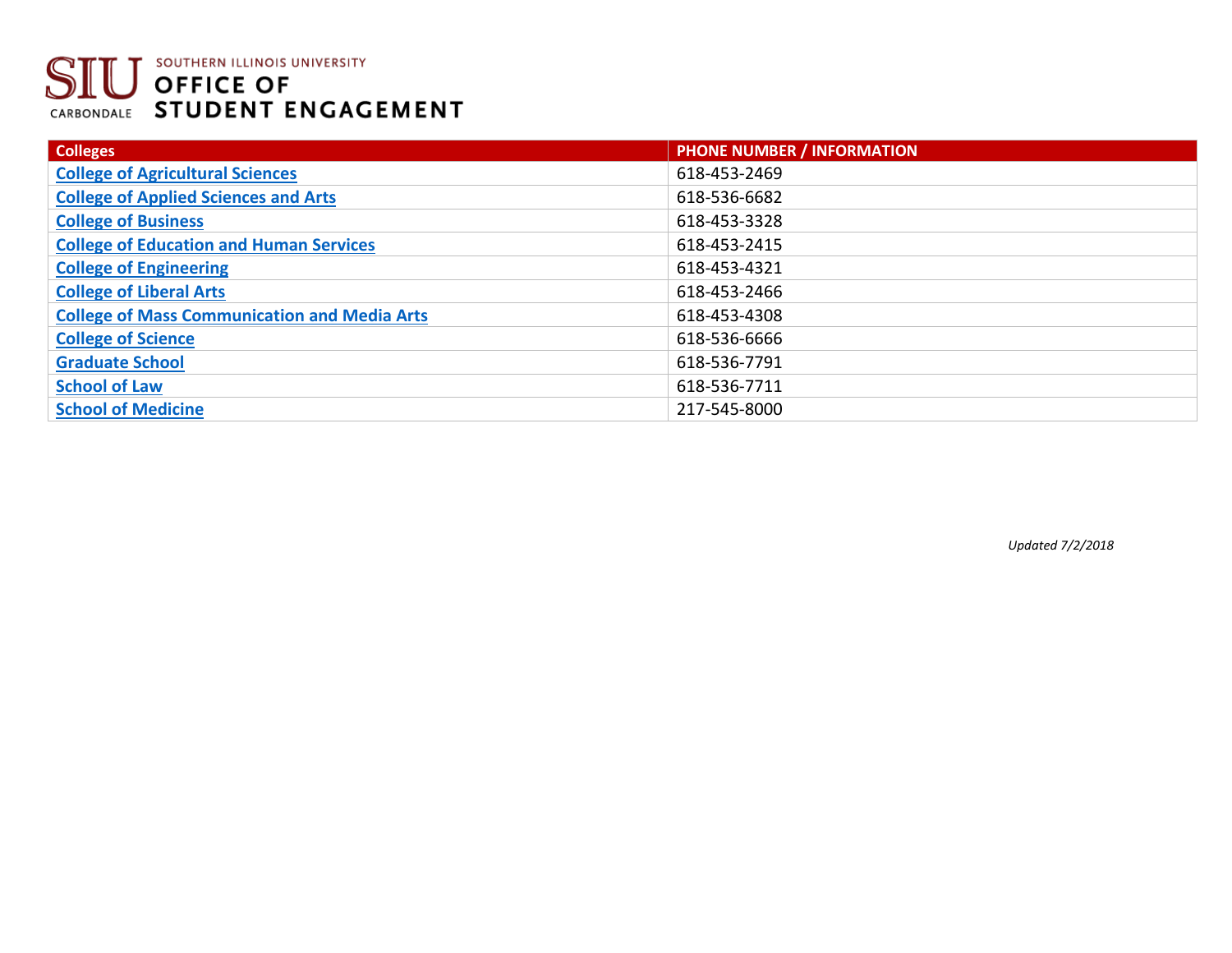| Colleges | PHONE NUMBER / INFORMATION |
| --- | --- |
| College of Agricultural Sciences | 618-453-2469 |
| College of Applied Sciences and Arts | 618-536-6682 |
| College of Business | 618-453-3328 |
| College of Education and Human Services | 618-453-2415 |
| College of Engineering | 618-453-4321 |
| College of Liberal Arts | 618-453-2466 |
| College of Mass Communication and Media Arts | 618-453-4308 |
| College of Science | 618-536-6666 |
| Graduate School | 618-536-7791 |
| School of Law | 618-536-7711 |
| School of Medicine | 217-545-8000 |

*Updated 7/2/2018*